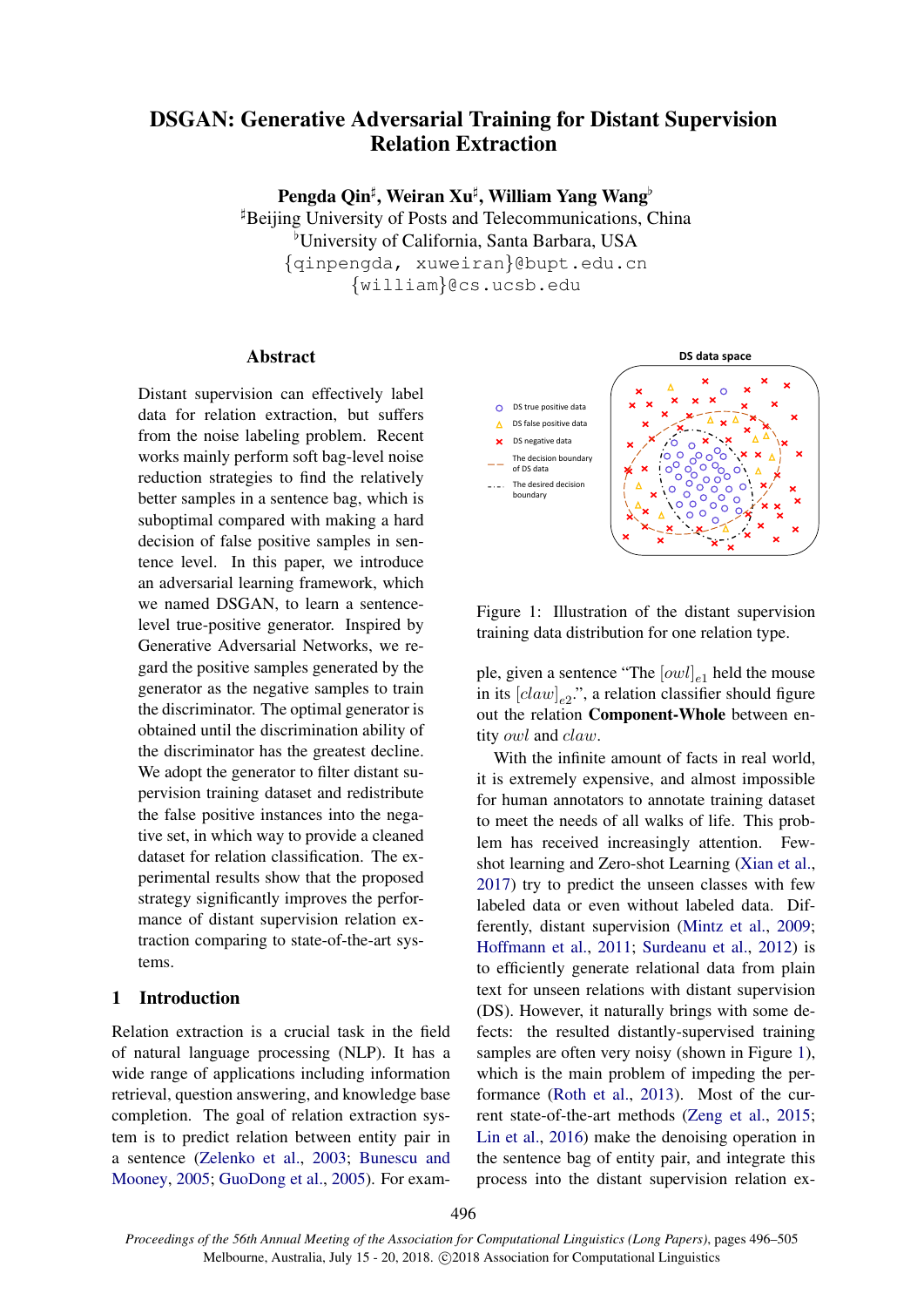# DSGAN: Generative Adversarial Training for Distant Supervision Relation Extraction

**Pengda Qin**[♯], **Weiran Xu**[♯], **William Yang Wang**[♭]

[♯]Beijing University of Posts and Telecommunications, China

[♭]University of California, Santa Barbara, USA

{qinpengda, xuweiran}@bupt.edu.cn

{william}@cs.ucsb.edu

## Abstract

Distant supervision can effectively label data for relation extraction, but suffers from the noise labeling problem. Recent works mainly perform soft bag-level noise reduction strategies to find the relatively better samples in a sentence bag, which is suboptimal compared with making a hard decision of false positive samples in sentence level. In this paper, we introduce an adversarial learning framework, which we named DSGAN, to learn a sentence-level true-positive generator. Inspired by Generative Adversarial Networks, we regard the positive samples generated by the generator as the negative samples to train the discriminator. The optimal generator is obtained until the discrimination ability of the discriminator has the greatest decline. We adopt the generator to filter distant supervision training dataset and redistribute the false positive instances into the negative set, in which way to provide a cleaned dataset for relation classification. The experimental results show that the proposed strategy significantly improves the performance of distant supervision relation extraction comparing to state-of-the-art systems.

## 1 Introduction

Relation extraction is a crucial task in the field of natural language processing (NLP). It has a wide range of applications including information retrieval, question answering, and knowledge base completion. The goal of relation extraction system is to predict relation between entity pair in a sentence (Zelenko et al., 2003; Bunescu and Mooney, 2005; GuoDong et al., 2005). For example, given a sentence "The $[owl]_{e1}$ held the mouse in its $[claw]_{e2}$.", a relation classifier should figure out the relation **Component-Whole** between entity $owl$ and $claw$.

Figure 1: Illustration of the distant supervision training data distribution for one relation type.

With the infinite amount of facts in real world, it is extremely expensive, and almost impossible for human annotators to annotate training dataset to meet the needs of all walks of life. This problem has received increasingly attention. Few-shot learning and Zero-shot Learning (Xian et al., 2017) try to predict the unseen classes with few labeled data or even without labeled data. Differently, distant supervision (Mintz et al., 2009; Hoffmann et al., 2011; Surdeanu et al., 2012) is to efficiently generate relational data from plain text for unseen relations with distant supervision (DS). However, it naturally brings with some defects: the resulted distantly-supervised training samples are often very noisy (shown in Figure 1), which is the main problem of impeding the performance (Roth et al., 2013). Most of the current state-of-the-art methods (Zeng et al., 2015; Lin et al., 2016) make the denoising operation in the sentence bag of entity pair, and integrate this process into the distant supervision relation ex-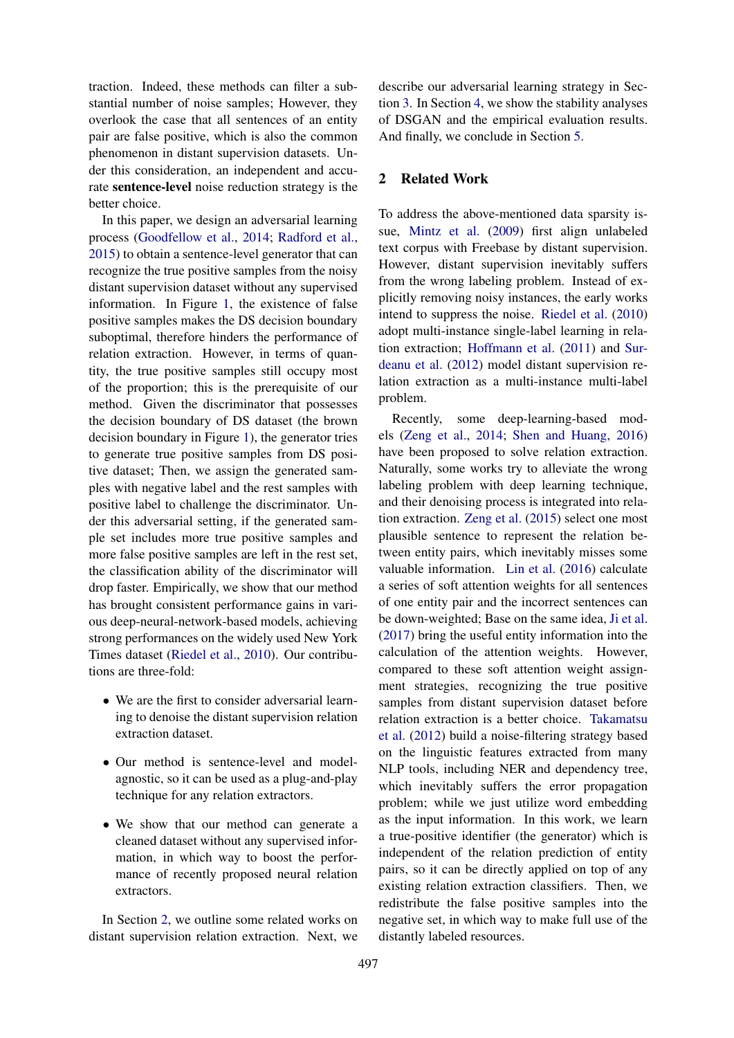traction. Indeed, these methods can filter a substantial number of noise samples; However, they overlook the case that all sentences of an entity pair are false positive, which is also the common phenomenon in distant supervision datasets. Under this consideration, an independent and accurate **sentence-level** noise reduction strategy is the better choice.

In this paper, we design an adversarial learning process (Goodfellow et al., 2014; Radford et al., 2015) to obtain a sentence-level generator that can recognize the true positive samples from the noisy distant supervision dataset without any supervised information. In Figure 1, the existence of false positive samples makes the DS decision boundary suboptimal, therefore hinders the performance of relation extraction. However, in terms of quantity, the true positive samples still occupy most of the proportion; this is the prerequisite of our method. Given the discriminator that possesses the decision boundary of DS dataset (the brown decision boundary in Figure 1), the generator tries to generate true positive samples from DS positive dataset; Then, we assign the generated samples with negative label and the rest samples with positive label to challenge the discriminator. Under this adversarial setting, if the generated sample set includes more true positive samples and more false positive samples are left in the rest set, the classification ability of the discriminator will drop faster. Empirically, we show that our method has brought consistent performance gains in various deep-neural-network-based models, achieving strong performances on the widely used New York Times dataset (Riedel et al., 2010). Our contributions are three-fold:

- We are the first to consider adversarial learning to denoise the distant supervision relation extraction dataset.
- Our method is sentence-level and model-agnostic, so it can be used as a plug-and-play technique for any relation extractors.
- We show that our method can generate a cleaned dataset without any supervised information, in which way to boost the performance of recently proposed neural relation extractors.

In Section 2, we outline some related works on distant supervision relation extraction. Next, we describe our adversarial learning strategy in Section 3. In Section 4, we show the stability analyses of DSGAN and the empirical evaluation results. And finally, we conclude in Section 5.

## 2 Related Work

To address the above-mentioned data sparsity issue, Mintz et al. (2009) first align unlabeled text corpus with Freebase by distant supervision. However, distant supervision inevitably suffers from the wrong labeling problem. Instead of explicitly removing noisy instances, the early works intend to suppress the noise. Riedel et al. (2010) adopt multi-instance single-label learning in relation extraction; Hoffmann et al. (2011) and Surdeanu et al. (2012) model distant supervision relation extraction as a multi-instance multi-label problem.

Recently, some deep-learning-based models (Zeng et al., 2014; Shen and Huang, 2016) have been proposed to solve relation extraction. Naturally, some works try to alleviate the wrong labeling problem with deep learning technique, and their denoising process is integrated into relation extraction. Zeng et al. (2015) select one most plausible sentence to represent the relation between entity pairs, which inevitably misses some valuable information. Lin et al. (2016) calculate a series of soft attention weights for all sentences of one entity pair and the incorrect sentences can be down-weighted; Base on the same idea, Ji et al. (2017) bring the useful entity information into the calculation of the attention weights. However, compared to these soft attention weight assignment strategies, recognizing the true positive samples from distant supervision dataset before relation extraction is a better choice. Takamatsu et al. (2012) build a noise-filtering strategy based on the linguistic features extracted from many NLP tools, including NER and dependency tree, which inevitably suffers the error propagation problem; while we just utilize word embedding as the input information. In this work, we learn a true-positive identifier (the generator) which is independent of the relation prediction of entity pairs, so it can be directly applied on top of any existing relation extraction classifiers. Then, we redistribute the false positive samples into the negative set, in which way to make full use of the distantly labeled resources.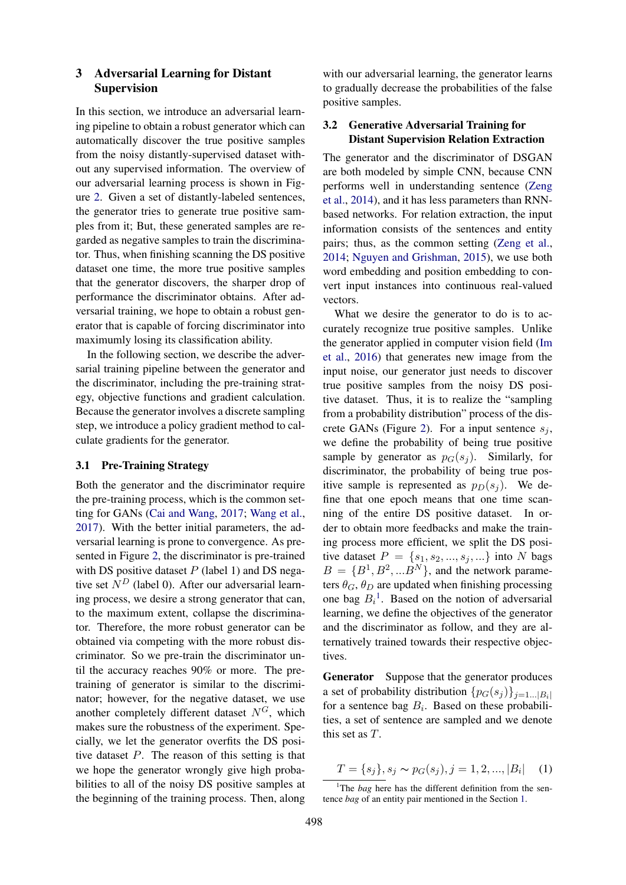## 3 Adversarial Learning for Distant Supervision

In this section, we introduce an adversarial learning pipeline to obtain a robust generator which can automatically discover the true positive samples from the noisy distantly-supervised dataset without any supervised information. The overview of our adversarial learning process is shown in Figure 2. Given a set of distantly-labeled sentences, the generator tries to generate true positive samples from it; But, these generated samples are regarded as negative samples to train the discriminator. Thus, when finishing scanning the DS positive dataset one time, the more true positive samples that the generator discovers, the sharper drop of performance the discriminator obtains. After adversarial training, we hope to obtain a robust generator that is capable of forcing discriminator into maximumly losing its classification ability.

In the following section, we describe the adversarial training pipeline between the generator and the discriminator, including the pre-training strategy, objective functions and gradient calculation. Because the generator involves a discrete sampling step, we introduce a policy gradient method to calculate gradients for the generator.

### 3.1 Pre-Training Strategy

Both the generator and the discriminator require the pre-training process, which is the common setting for GANs (Cai and Wang, 2017; Wang et al., 2017). With the better initial parameters, the adversarial learning is prone to convergence. As presented in Figure 2, the discriminator is pre-trained with DS positive dataset $P$ (label 1) and DS negative set $N^D$ (label 0). After our adversarial learning process, we desire a strong generator that can, to the maximum extent, collapse the discriminator. Therefore, the more robust generator can be obtained via competing with the more robust discriminator. So we pre-train the discriminator until the accuracy reaches 90% or more. The pre-training of generator is similar to the discriminator; however, for the negative dataset, we use another completely different dataset $N^G$, which makes sure the robustness of the experiment. Specially, we let the generator overfits the DS positive dataset $P$. The reason of this setting is that we hope the generator wrongly give high probabilities to all of the noisy DS positive samples at the beginning of the training process. Then, along with our adversarial learning, the generator learns to gradually decrease the probabilities of the false positive samples.

### 3.2 Generative Adversarial Training for Distant Supervision Relation Extraction

The generator and the discriminator of DSGAN are both modeled by simple CNN, because CNN performs well in understanding sentence (Zeng et al., 2014), and it has less parameters than RNN-based networks. For relation extraction, the input information consists of the sentences and entity pairs; thus, as the common setting (Zeng et al., 2014; Nguyen and Grishman, 2015), we use both word embedding and position embedding to convert input instances into continuous real-valued vectors.

What we desire the generator to do is to accurately recognize true positive samples. Unlike the generator applied in computer vision field (Im et al., 2016) that generates new image from the input noise, our generator just needs to discover true positive samples from the noisy DS positive dataset. Thus, it is to realize the "sampling from a probability distribution" process of the discrete GANs (Figure 2). For a input sentence $s_j$, we define the probability of being true positive sample by generator as $p_G(s_j)$. Similarly, for discriminator, the probability of being true positive sample is represented as $p_D(s_j)$. We define that one epoch means that one time scanning of the entire DS positive dataset. In order to obtain more feedbacks and make the training process more efficient, we split the DS positive dataset $P = \{s_1, s_2, ..., s_j, ...\}$ into $N$ bags $B = \{B^1, B^2, ...B^N\}$, and the network parameters $\theta_G$, $\theta_D$ are updated when finishing processing one bag $B_i$[1]. Based on the notion of adversarial learning, we define the objectives of the generator and the discriminator as follow, and they are alternatively trained towards their respective objectives.

**Generator** Suppose that the generator produces a set of probability distribution $\{p_G(s_j)\}_{j=1...|B_i|}$ for a sentence bag $B_i$. Based on these probabilities, a set of sentence are sampled and we denote this set as $T$.

$$T = \{s_j\}, s_j \sim p_G(s_j), j = 1, 2, ..., |B_i| \quad (1)$$

[1] The *bag* here has the different definition from the sentence *bag* of an entity pair mentioned in the Section 1.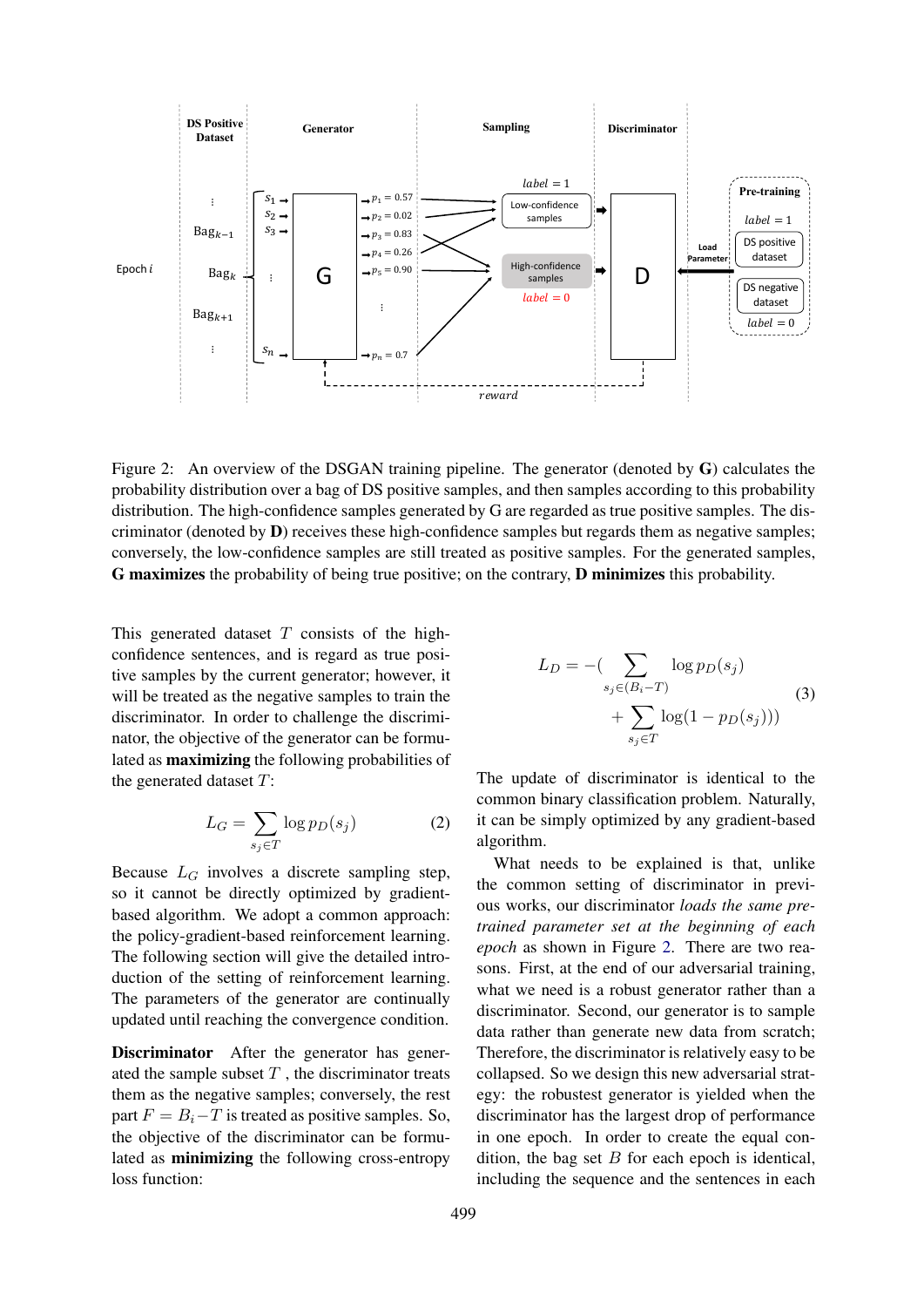Figure 2: An overview of the DSGAN training pipeline. The generator (denoted by **G**) calculates the probability distribution over a bag of DS positive samples, and then samples according to this probability distribution. The high-confidence samples generated by G are regarded as true positive samples. The discriminator (denoted by **D**) receives these high-confidence samples but regards them as negative samples; conversely, the low-confidence samples are still treated as positive samples. For the generated samples, **G maximizes** the probability of being true positive; on the contrary, **D minimizes** this probability.

This generated dataset $T$ consists of the high-confidence sentences, and is regard as true positive samples by the current generator; however, it will be treated as the negative samples to train the discriminator. In order to challenge the discriminator, the objective of the generator can be formulated as **maximizing** the following probabilities of the generated dataset $T$:

$$L_G = \sum_{s_j \in T} \log p_D(s_j) \tag{2}$$

Because $L_G$ involves a discrete sampling step, so it cannot be directly optimized by gradient-based algorithm. We adopt a common approach: the policy-gradient-based reinforcement learning. The following section will give the detailed introduction of the setting of reinforcement learning. The parameters of the generator are continually updated until reaching the convergence condition.

**Discriminator** After the generator has generated the sample subset $T$, the discriminator treats them as the negative samples; conversely, the rest part $F = B_i - T$ is treated as positive samples. So, the objective of the discriminator can be formulated as **minimizing** the following cross-entropy loss function:

$$L_D = -\Big(\sum_{s_j \in (B_i - T)} \log p_D(s_j) + \sum_{s_j \in T} \log(1 - p_D(s_j))\Big) \tag{3}$$

The update of discriminator is identical to the common binary classification problem. Naturally, it can be simply optimized by any gradient-based algorithm.

What needs to be explained is that, unlike the common setting of discriminator in previous works, our discriminator *loads the same pre-trained parameter set at the beginning of each epoch* as shown in Figure 2. There are two reasons. First, at the end of our adversarial training, what we need is a robust generator rather than a discriminator. Second, our generator is to sample data rather than generate new data from scratch; Therefore, the discriminator is relatively easy to be collapsed. So we design this new adversarial strategy: the robustest generator is yielded when the discriminator has the largest drop of performance in one epoch. In order to create the equal condition, the bag set $B$ for each epoch is identical, including the sequence and the sentences in each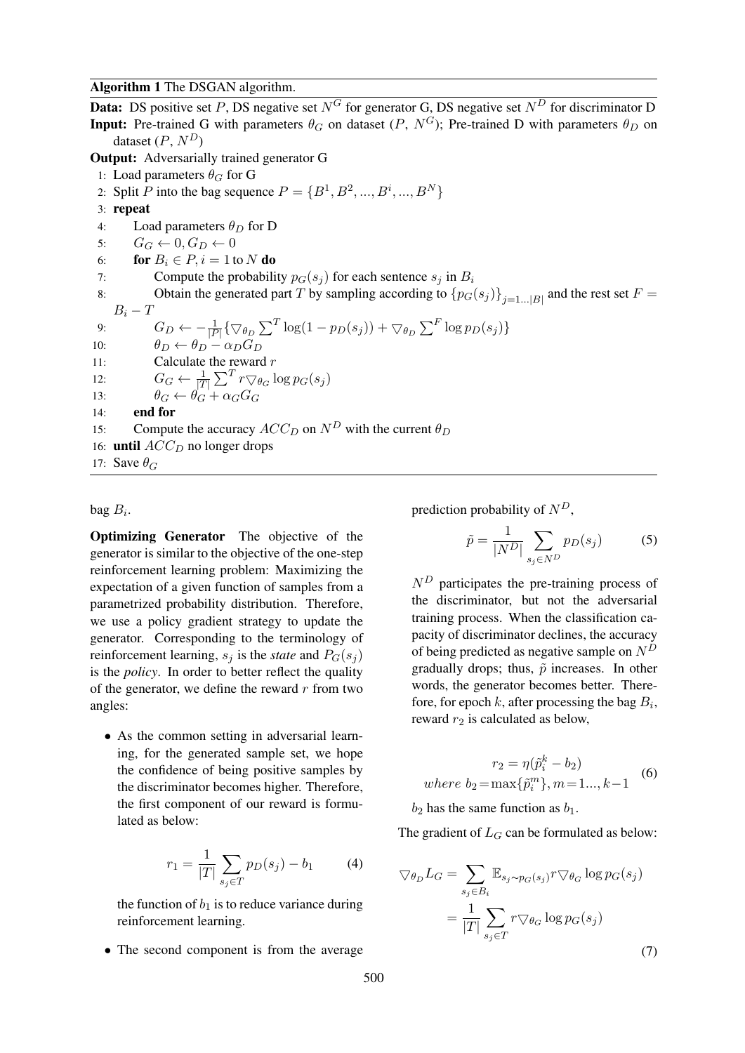**Algorithm 1** The DSGAN algorithm.

**Data:** DS positive set $P$, DS negative set $N^G$ for generator G, DS negative set $N^D$ for discriminator D

**Input:** Pre-trained G with parameters $\theta_G$ on dataset ($P$, $N^G$); Pre-trained D with parameters $\theta_D$ on dataset ($P$, $N^D$)

**Output:** Adversarially trained generator G

1: Load parameters $\theta_G$ for G
2: Split $P$ into the bag sequence $P = \{B^1, B^2, ..., B^i, ..., B^N\}$
3: **repeat**
4: &nbsp;&nbsp;&nbsp;&nbsp;Load parameters $\theta_D$ for D
5: &nbsp;&nbsp;&nbsp;&nbsp;$G_G \leftarrow 0, G_D \leftarrow 0$
6: &nbsp;&nbsp;&nbsp;&nbsp;**for** $B_i \in P, i = 1$ to $N$ **do**
7: &nbsp;&nbsp;&nbsp;&nbsp;&nbsp;&nbsp;&nbsp;&nbsp;Compute the probability $p_G(s_j)$ for each sentence $s_j$ in $B_i$
8: &nbsp;&nbsp;&nbsp;&nbsp;&nbsp;&nbsp;&nbsp;&nbsp;Obtain the generated part $T$ by sampling according to $\{p_G(s_j)\}_{j=1...|B|}$ and the rest set $F = B_i - T$
9: &nbsp;&nbsp;&nbsp;&nbsp;&nbsp;&nbsp;&nbsp;&nbsp;$G_D \leftarrow -\frac{1}{|P|}\{\bigtriangledown_{\theta_D} \sum^T \log(1 - p_D(s_j)) + \bigtriangledown_{\theta_D} \sum^F \log p_D(s_j)\}$
10: &nbsp;&nbsp;&nbsp;&nbsp;&nbsp;&nbsp;&nbsp;&nbsp;$\theta_D \leftarrow \theta_D - \alpha_D G_D$
11: &nbsp;&nbsp;&nbsp;&nbsp;&nbsp;&nbsp;&nbsp;&nbsp;Calculate the reward $r$
12: &nbsp;&nbsp;&nbsp;&nbsp;&nbsp;&nbsp;&nbsp;&nbsp;$G_G \leftarrow \frac{1}{|T|} \sum^T r \bigtriangledown_{\theta_G} \log p_G(s_j)$
13: &nbsp;&nbsp;&nbsp;&nbsp;&nbsp;&nbsp;&nbsp;&nbsp;$\theta_G \leftarrow \theta_G + \alpha_G G_G$
14: &nbsp;&nbsp;&nbsp;&nbsp;**end for**
15: &nbsp;&nbsp;&nbsp;&nbsp;Compute the accuracy $ACC_D$ on $N^D$ with the current $\theta_D$
16: **until** $ACC_D$ no longer drops
17: Save $\theta_G$

bag $B_i$.

**Optimizing Generator** The objective of the generator is similar to the objective of the one-step reinforcement learning problem: Maximizing the expectation of a given function of samples from a parametrized probability distribution. Therefore, we use a policy gradient strategy to update the generator. Corresponding to the terminology of reinforcement learning, $s_j$ is the *state* and $P_G(s_j)$ is the *policy*. In order to better reflect the quality of the generator, we define the reward $r$ from two angles:

- As the common setting in adversarial learning, for the generated sample set, we hope the confidence of being positive samples by the discriminator becomes higher. Therefore, the first component of our reward is formulated as below:

$$r_1 = \frac{1}{|T|} \sum_{s_j \in T} p_D(s_j) - b_1 \tag{4}$$

  the function of $b_1$ is to reduce variance during reinforcement learning.

- The second component is from the average prediction probability of $N^D$,

$$\tilde{p} = \frac{1}{|N^D|} \sum_{s_j \in N^D} p_D(s_j) \tag{5}$$

$N^D$ participates the pre-training process of the discriminator, but not the adversarial training process. When the classification capacity of discriminator declines, the accuracy of being predicted as negative sample on $N^D$ gradually drops; thus, $\tilde{p}$ increases. In other words, the generator becomes better. Therefore, for epoch $k$, after processing the bag $B_i$, reward $r_2$ is calculated as below,

$$\begin{aligned} r_2 &= \eta(\tilde{p}_i^k - b_2) \\ where\ b_2 &= \max\{\tilde{p}_i^m\}, m = 1..., k-1 \end{aligned} \tag{6}$$

$b_2$ has the same function as $b_1$.

The gradient of $L_G$ can be formulated as below:

$$\begin{aligned} \bigtriangledown_{\theta_D} L_G &= \sum_{s_j \in B_i} \mathbb{E}_{s_j \sim p_G(s_j)} r \bigtriangledown_{\theta_G} \log p_G(s_j) \\ &= \frac{1}{|T|} \sum_{s_j \in T} r \bigtriangledown_{\theta_G} \log p_G(s_j) \end{aligned} \tag{7}$$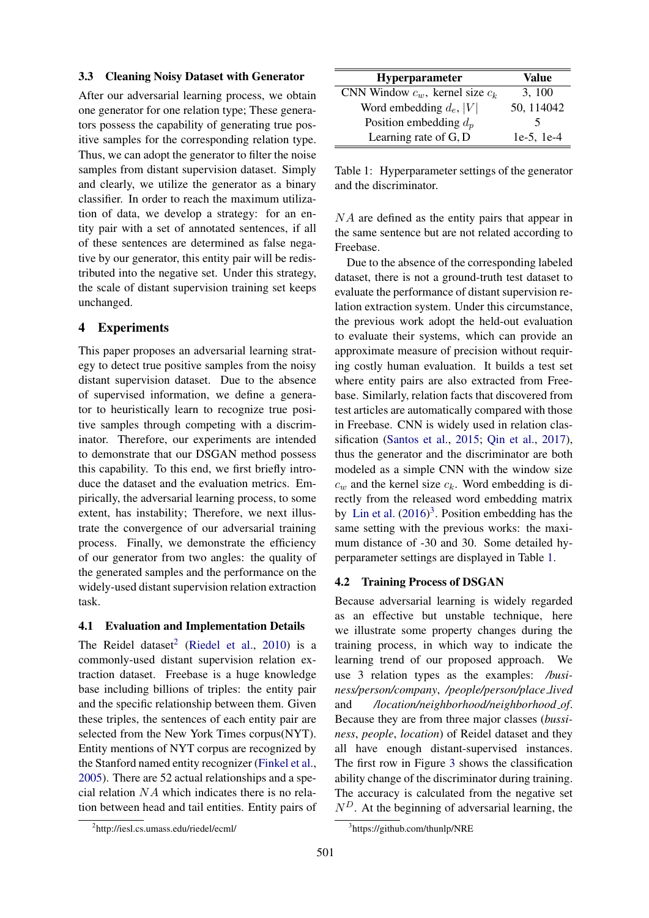### 3.3 Cleaning Noisy Dataset with Generator

After our adversarial learning process, we obtain one generator for one relation type; These generators possess the capability of generating true positive samples for the corresponding relation type. Thus, we can adopt the generator to filter the noise samples from distant supervision dataset. Simply and clearly, we utilize the generator as a binary classifier. In order to reach the maximum utilization of data, we develop a strategy: for an entity pair with a set of annotated sentences, if all of these sentences are determined as false negative by our generator, this entity pair will be redistributed into the negative set. Under this strategy, the scale of distant supervision training set keeps unchanged.

## 4 Experiments

This paper proposes an adversarial learning strategy to detect true positive samples from the noisy distant supervision dataset. Due to the absence of supervised information, we define a generator to heuristically learn to recognize true positive samples through competing with a discriminator. Therefore, our experiments are intended to demonstrate that our DSGAN method possess this capability. To this end, we first briefly introduce the dataset and the evaluation metrics. Empirically, the adversarial learning process, to some extent, has instability; Therefore, we next illustrate the convergence of our adversarial training process. Finally, we demonstrate the efficiency of our generator from two angles: the quality of the generated samples and the performance on the widely-used distant supervision relation extraction task.

### 4.1 Evaluation and Implementation Details

The Reidel dataset[2] (Riedel et al., 2010) is a commonly-used distant supervision relation extraction dataset. Freebase is a huge knowledge base including billions of triples: the entity pair and the specific relationship between them. Given these triples, the sentences of each entity pair are selected from the New York Times corpus(NYT). Entity mentions of NYT corpus are recognized by the Stanford named entity recognizer (Finkel et al., 2005). There are 52 actual relationships and a special relation $NA$ which indicates there is no relation between head and tail entities. Entity pairs of $NA$ are defined as the entity pairs that appear in the same sentence but are not related according to Freebase.

| Hyperparameter | Value |
|---|---|
| CNN Window $c_w$, kernel size $c_k$ | 3, 100 |
| Word embedding $d_e$, $\|V\|$ | 50, 114042 |
| Position embedding $d_p$ | 5 |
| Learning rate of G, D | 1e-5, 1e-4 |

Table 1: Hyperparameter settings of the generator and the discriminator.

Due to the absence of the corresponding labeled dataset, there is not a ground-truth test dataset to evaluate the performance of distant supervision relation extraction system. Under this circumstance, the previous work adopt the held-out evaluation to evaluate their systems, which can provide an approximate measure of precision without requiring costly human evaluation. It builds a test set where entity pairs are also extracted from Freebase. Similarly, relation facts that discovered from test articles are automatically compared with those in Freebase. CNN is widely used in relation classification (Santos et al., 2015; Qin et al., 2017), thus the generator and the discriminator are both modeled as a simple CNN with the window size $c_w$ and the kernel size $c_k$. Word embedding is directly from the released word embedding matrix by Lin et al. (2016)[3]. Position embedding has the same setting with the previous works: the maximum distance of -30 and 30. Some detailed hyperparameter settings are displayed in Table 1.

### 4.2 Training Process of DSGAN

Because adversarial learning is widely regarded as an effective but unstable technique, here we illustrate some property changes during the training process, in which way to indicate the learning trend of our proposed approach. We use 3 relation types as the examples: */business/person/company*, */people/person/place_lived* and */location/neighborhood/neighborhood_of*. Because they are from three major classes (*bussiness*, *people*, *location*) of Reidel dataset and they all have enough distant-supervised instances. The first row in Figure 3 shows the classification ability change of the discriminator during training. The accuracy is calculated from the negative set $N^D$. At the beginning of adversarial learning, the

[2] http://iesl.cs.umass.edu/riedel/ecml/

[3] https://github.com/thunlp/NRE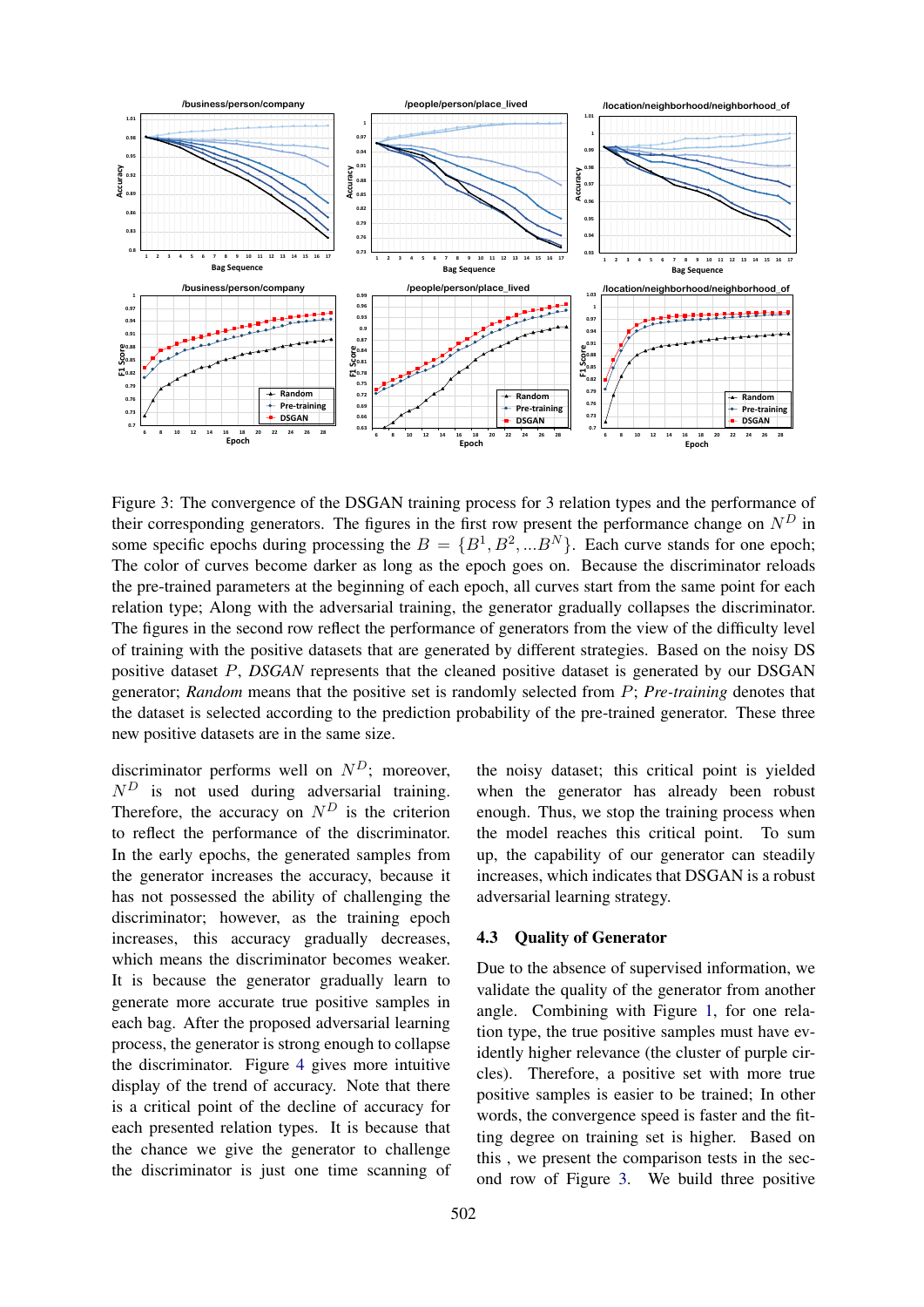Figure 3: The convergence of the DSGAN training process for 3 relation types and the performance of their corresponding generators. The figures in the first row present the performance change on $N^D$ in some specific epochs during processing the $B = \{B^1, B^2, ...B^N\}$. Each curve stands for one epoch; The color of curves become darker as long as the epoch goes on. Because the discriminator reloads the pre-trained parameters at the beginning of each epoch, all curves start from the same point for each relation type; Along with the adversarial training, the generator gradually collapses the discriminator. The figures in the second row reflect the performance of generators from the view of the difficulty level of training with the positive datasets that are generated by different strategies. Based on the noisy DS positive dataset $P$, *DSGAN* represents that the cleaned positive dataset is generated by our DSGAN generator; *Random* means that the positive set is randomly selected from $P$; *Pre-training* denotes that the dataset is selected according to the prediction probability of the pre-trained generator. These three new positive datasets are in the same size.

discriminator performs well on $N^D$; moreover, $N^D$ is not used during adversarial training. Therefore, the accuracy on $N^D$ is the criterion to reflect the performance of the discriminator. In the early epochs, the generated samples from the generator increases the accuracy, because it has not possessed the ability of challenging the discriminator; however, as the training epoch increases, this accuracy gradually decreases, which means the discriminator becomes weaker. It is because the generator gradually learn to generate more accurate true positive samples in each bag. After the proposed adversarial learning process, the generator is strong enough to collapse the discriminator. Figure 4 gives more intuitive display of the trend of accuracy. Note that there is a critical point of the decline of accuracy for each presented relation types. It is because that the chance we give the generator to challenge the discriminator is just one time scanning of the noisy dataset; this critical point is yielded when the generator has already been robust enough. Thus, we stop the training process when the model reaches this critical point. To sum up, the capability of our generator can steadily increases, which indicates that DSGAN is a robust adversarial learning strategy.

### 4.3 Quality of Generator

Due to the absence of supervised information, we validate the quality of the generator from another angle. Combining with Figure 1, for one relation type, the true positive samples must have evidently higher relevance (the cluster of purple circles). Therefore, a positive set with more true positive samples is easier to be trained; In other words, the convergence speed is faster and the fitting degree on training set is higher. Based on this , we present the comparison tests in the second row of Figure 3. We build three positive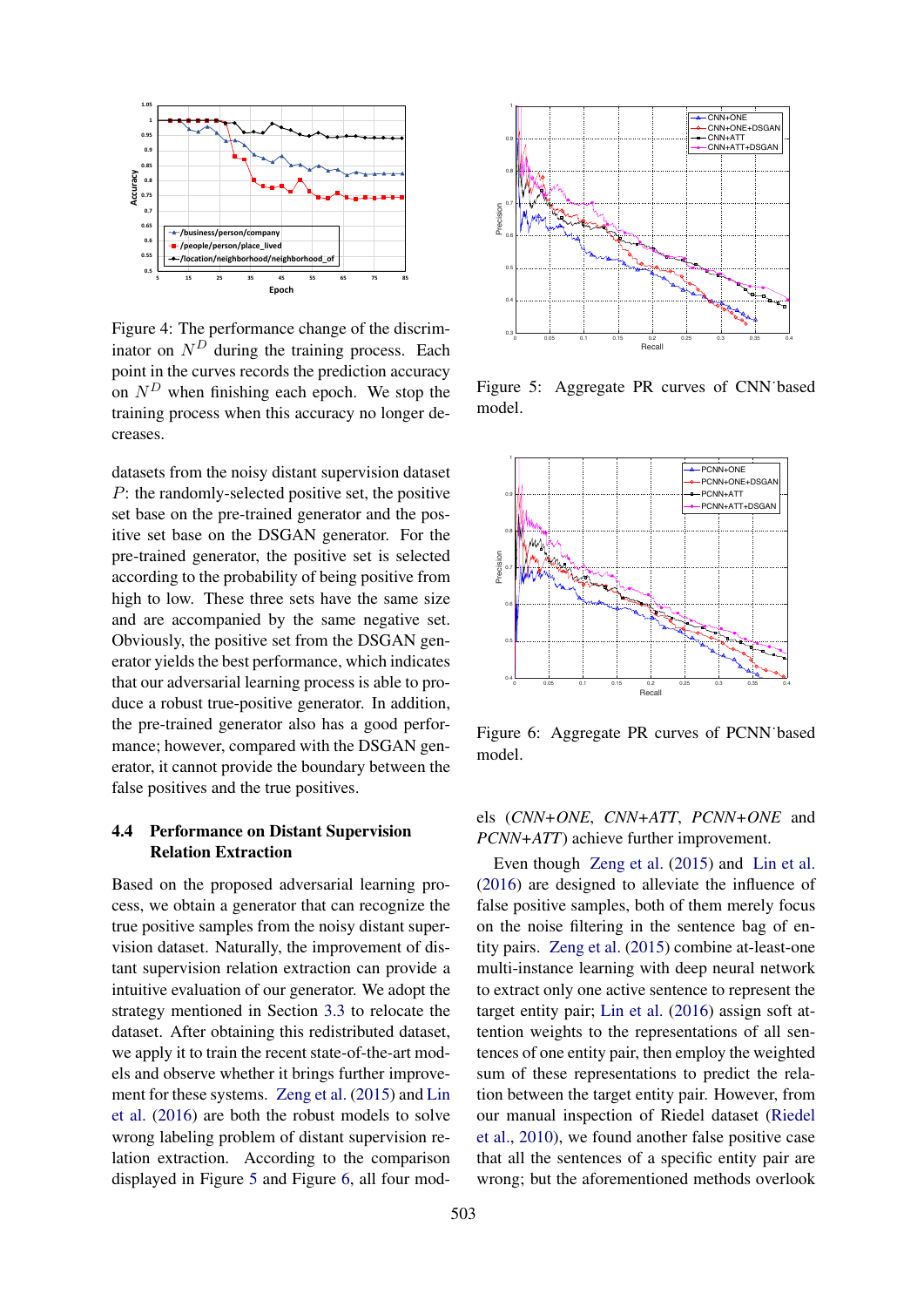Figure 4: The performance change of the discriminator on $N^D$ during the training process. Each point in the curves records the prediction accuracy on $N^D$ when finishing each epoch. We stop the training process when this accuracy no longer decreases.

datasets from the noisy distant supervision dataset $P$: the randomly-selected positive set, the positive set base on the pre-trained generator and the positive set base on the DSGAN generator. For the pre-trained generator, the positive set is selected according to the probability of being positive from high to low. These three sets have the same size and are accompanied by the same negative set. Obviously, the positive set from the DSGAN generator yields the best performance, which indicates that our adversarial learning process is able to produce a robust true-positive generator. In addition, the pre-trained generator also has a good performance; however, compared with the DSGAN generator, it cannot provide the boundary between the false positives and the true positives.

### 4.4 Performance on Distant Supervision Relation Extraction

Based on the proposed adversarial learning process, we obtain a generator that can recognize the true positive samples from the noisy distant supervision dataset. Naturally, the improvement of distant supervision relation extraction can provide a intuitive evaluation of our generator. We adopt the strategy mentioned in Section 3.3 to relocate the dataset. After obtaining this redistributed dataset, we apply it to train the recent state-of-the-art models and observe whether it brings further improvement for these systems. Zeng et al. (2015) and Lin et al. (2016) are both the robust models to solve wrong labeling problem of distant supervision relation extraction. According to the comparison displayed in Figure 5 and Figure 6, all four models (*CNN+ONE*, *CNN+ATT*, *PCNN+ONE* and *PCNN+ATT*) achieve further improvement.

Figure 5: Aggregate PR curves of CNN˙based model.

Figure 6: Aggregate PR curves of PCNN˙based model.

Even though Zeng et al. (2015) and Lin et al. (2016) are designed to alleviate the influence of false positive samples, both of them merely focus on the noise filtering in the sentence bag of entity pairs. Zeng et al. (2015) combine at-least-one multi-instance learning with deep neural network to extract only one active sentence to represent the target entity pair; Lin et al. (2016) assign soft attention weights to the representations of all sentences of one entity pair, then employ the weighted sum of these representations to predict the relation between the target entity pair. However, from our manual inspection of Riedel dataset (Riedel et al., 2010), we found another false positive case that all the sentences of a specific entity pair are wrong; but the aforementioned methods overlook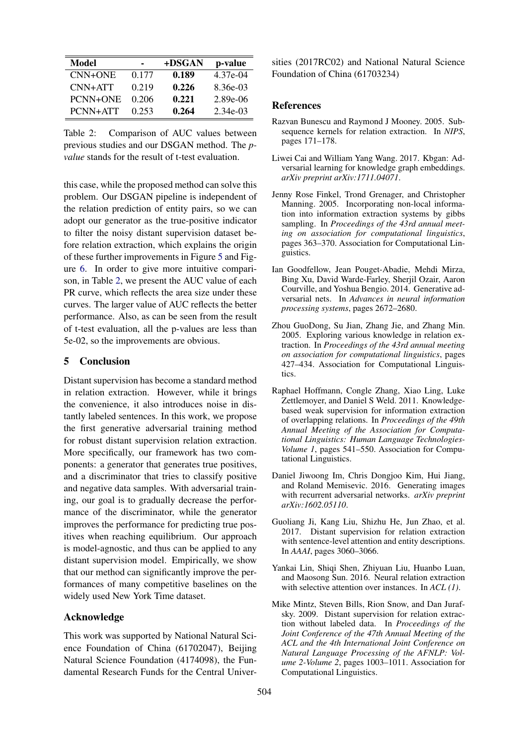| Model | - | +DSGAN | p-value |
|---|---|---|---|
| CNN+ONE | 0.177 | **0.189** | 4.37e-04 |
| CNN+ATT | 0.219 | **0.226** | 8.36e-03 |
| PCNN+ONE | 0.206 | **0.221** | 2.89e-06 |
| PCNN+ATT | 0.253 | **0.264** | 2.34e-03 |

Table 2: Comparison of AUC values between previous studies and our DSGAN method. The *p-value* stands for the result of t-test evaluation.

this case, while the proposed method can solve this problem. Our DSGAN pipeline is independent of the relation prediction of entity pairs, so we can adopt our generator as the true-positive indicator to filter the noisy distant supervision dataset before relation extraction, which explains the origin of these further improvements in Figure 5 and Figure 6. In order to give more intuitive comparison, in Table 2, we present the AUC value of each PR curve, which reflects the area size under these curves. The larger value of AUC reflects the better performance. Also, as can be seen from the result of t-test evaluation, all the p-values are less than 5e-02, so the improvements are obvious.

## 5 Conclusion

Distant supervision has become a standard method in relation extraction. However, while it brings the convenience, it also introduces noise in distantly labeled sentences. In this work, we propose the first generative adversarial training method for robust distant supervision relation extraction. More specifically, our framework has two components: a generator that generates true positives, and a discriminator that tries to classify positive and negative data samples. With adversarial training, our goal is to gradually decrease the performance of the discriminator, while the generator improves the performance for predicting true positives when reaching equilibrium. Our approach is model-agnostic, and thus can be applied to any distant supervision model. Empirically, we show that our method can significantly improve the performances of many competitive baselines on the widely used New York Time dataset.

## Acknowledge

This work was supported by National Natural Science Foundation of China (61702047), Beijing Natural Science Foundation (4174098), the Fundamental Research Funds for the Central Universities (2017RC02) and National Natural Science Foundation of China (61703234)

## References

Razvan Bunescu and Raymond J Mooney. 2005. Subsequence kernels for relation extraction. In *NIPS*, pages 171–178.

Liwei Cai and William Yang Wang. 2017. Kbgan: Adversarial learning for knowledge graph embeddings. *arXiv preprint arXiv:1711.04071*.

Jenny Rose Finkel, Trond Grenager, and Christopher Manning. 2005. Incorporating non-local information into information extraction systems by gibbs sampling. In *Proceedings of the 43rd annual meeting on association for computational linguistics*, pages 363–370. Association for Computational Linguistics.

Ian Goodfellow, Jean Pouget-Abadie, Mehdi Mirza, Bing Xu, David Warde-Farley, Sherjil Ozair, Aaron Courville, and Yoshua Bengio. 2014. Generative adversarial nets. In *Advances in neural information processing systems*, pages 2672–2680.

Zhou GuoDong, Su Jian, Zhang Jie, and Zhang Min. 2005. Exploring various knowledge in relation extraction. In *Proceedings of the 43rd annual meeting on association for computational linguistics*, pages 427–434. Association for Computational Linguistics.

Raphael Hoffmann, Congle Zhang, Xiao Ling, Luke Zettlemoyer, and Daniel S Weld. 2011. Knowledge-based weak supervision for information extraction of overlapping relations. In *Proceedings of the 49th Annual Meeting of the Association for Computational Linguistics: Human Language Technologies-Volume 1*, pages 541–550. Association for Computational Linguistics.

Daniel Jiwoong Im, Chris Dongjoo Kim, Hui Jiang, and Roland Memisevic. 2016. Generating images with recurrent adversarial networks. *arXiv preprint arXiv:1602.05110*.

Guoliang Ji, Kang Liu, Shizhu He, Jun Zhao, et al. 2017. Distant supervision for relation extraction with sentence-level attention and entity descriptions. In *AAAI*, pages 3060–3066.

Yankai Lin, Shiqi Shen, Zhiyuan Liu, Huanbo Luan, and Maosong Sun. 2016. Neural relation extraction with selective attention over instances. In *ACL (1)*.

Mike Mintz, Steven Bills, Rion Snow, and Dan Jurafsky. 2009. Distant supervision for relation extraction without labeled data. In *Proceedings of the Joint Conference of the 47th Annual Meeting of the ACL and the 4th International Joint Conference on Natural Language Processing of the AFNLP: Volume 2-Volume 2*, pages 1003–1011. Association for Computational Linguistics.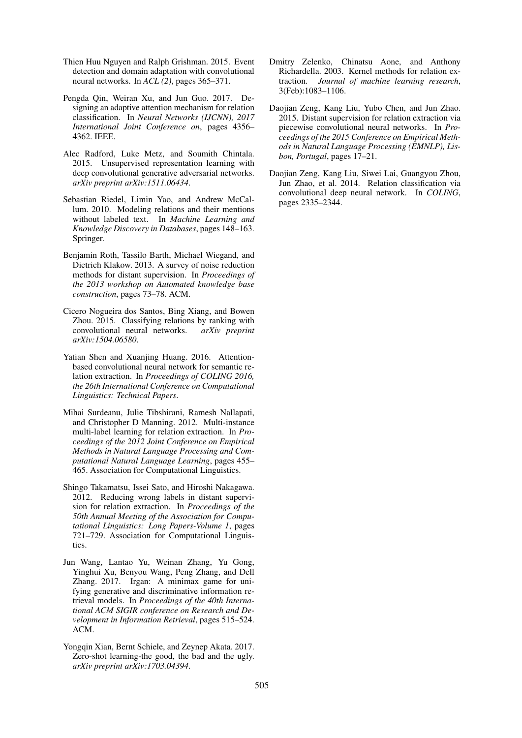Thien Huu Nguyen and Ralph Grishman. 2015. Event detection and domain adaptation with convolutional neural networks. In *ACL (2)*, pages 365–371.

Pengda Qin, Weiran Xu, and Jun Guo. 2017. Designing an adaptive attention mechanism for relation classification. In *Neural Networks (IJCNN), 2017 International Joint Conference on*, pages 4356–4362. IEEE.

Alec Radford, Luke Metz, and Soumith Chintala. 2015. Unsupervised representation learning with deep convolutional generative adversarial networks. *arXiv preprint arXiv:1511.06434*.

Sebastian Riedel, Limin Yao, and Andrew McCallum. 2010. Modeling relations and their mentions without labeled text. In *Machine Learning and Knowledge Discovery in Databases*, pages 148–163. Springer.

Benjamin Roth, Tassilo Barth, Michael Wiegand, and Dietrich Klakow. 2013. A survey of noise reduction methods for distant supervision. In *Proceedings of the 2013 workshop on Automated knowledge base construction*, pages 73–78. ACM.

Cicero Nogueira dos Santos, Bing Xiang, and Bowen Zhou. 2015. Classifying relations by ranking with convolutional neural networks. *arXiv preprint arXiv:1504.06580*.

Yatian Shen and Xuanjing Huang. 2016. Attention-based convolutional neural network for semantic relation extraction. In *Proceedings of COLING 2016, the 26th International Conference on Computational Linguistics: Technical Papers*.

Mihai Surdeanu, Julie Tibshirani, Ramesh Nallapati, and Christopher D Manning. 2012. Multi-instance multi-label learning for relation extraction. In *Proceedings of the 2012 Joint Conference on Empirical Methods in Natural Language Processing and Computational Natural Language Learning*, pages 455–465. Association for Computational Linguistics.

Shingo Takamatsu, Issei Sato, and Hiroshi Nakagawa. 2012. Reducing wrong labels in distant supervision for relation extraction. In *Proceedings of the 50th Annual Meeting of the Association for Computational Linguistics: Long Papers-Volume 1*, pages 721–729. Association for Computational Linguistics.

Jun Wang, Lantao Yu, Weinan Zhang, Yu Gong, Yinghui Xu, Benyou Wang, Peng Zhang, and Dell Zhang. 2017. Irgan: A minimax game for unifying generative and discriminative information retrieval models. In *Proceedings of the 40th International ACM SIGIR conference on Research and Development in Information Retrieval*, pages 515–524. ACM.

Yongqin Xian, Bernt Schiele, and Zeynep Akata. 2017. Zero-shot learning-the good, the bad and the ugly. *arXiv preprint arXiv:1703.04394*.

Dmitry Zelenko, Chinatsu Aone, and Anthony Richardella. 2003. Kernel methods for relation extraction. *Journal of machine learning research*, 3(Feb):1083–1106.

Daojian Zeng, Kang Liu, Yubo Chen, and Jun Zhao. 2015. Distant supervision for relation extraction via piecewise convolutional neural networks. In *Proceedings of the 2015 Conference on Empirical Methods in Natural Language Processing (EMNLP), Lisbon, Portugal*, pages 17–21.

Daojian Zeng, Kang Liu, Siwei Lai, Guangyou Zhou, Jun Zhao, et al. 2014. Relation classification via convolutional deep neural network. In *COLING*, pages 2335–2344.